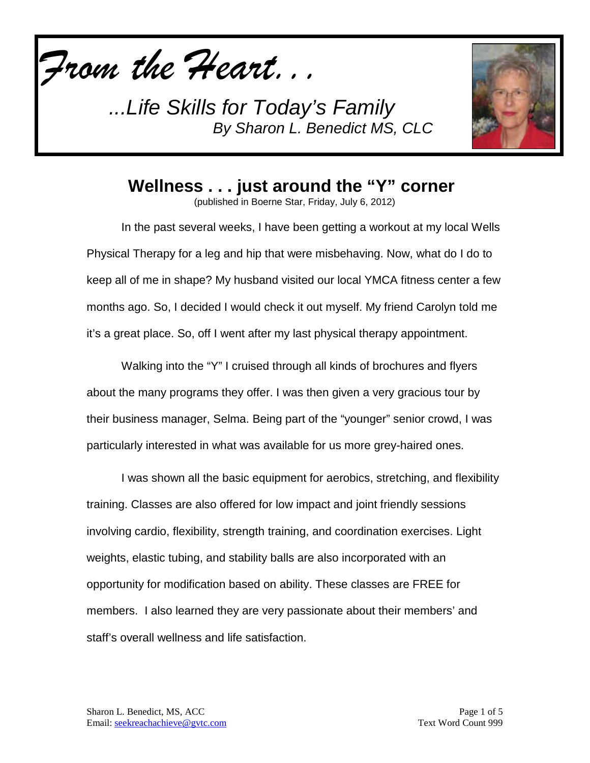*From the Heart. . .*

*...Life Skills for Today's Family*
*By Sharon L. Benedict MS, CLC*

# Wellness . . . just around the "Y" corner

(published in Boerne Star, Friday, July 6, 2012)

In the past several weeks, I have been getting a workout at my local Wells Physical Therapy for a leg and hip that were misbehaving. Now, what do I do to keep all of me in shape? My husband visited our local YMCA fitness center a few months ago. So, I decided I would check it out myself. My friend Carolyn told me it's a great place. So, off I went after my last physical therapy appointment.

Walking into the "Y" I cruised through all kinds of brochures and flyers about the many programs they offer. I was then given a very gracious tour by their business manager, Selma. Being part of the "younger" senior crowd, I was particularly interested in what was available for us more grey-haired ones.

I was shown all the basic equipment for aerobics, stretching, and flexibility training. Classes are also offered for low impact and joint friendly sessions involving cardio, flexibility, strength training, and coordination exercises. Light weights, elastic tubing, and stability balls are also incorporated with an opportunity for modification based on ability. These classes are FREE for members. I also learned they are very passionate about their members' and staff's overall wellness and life satisfaction.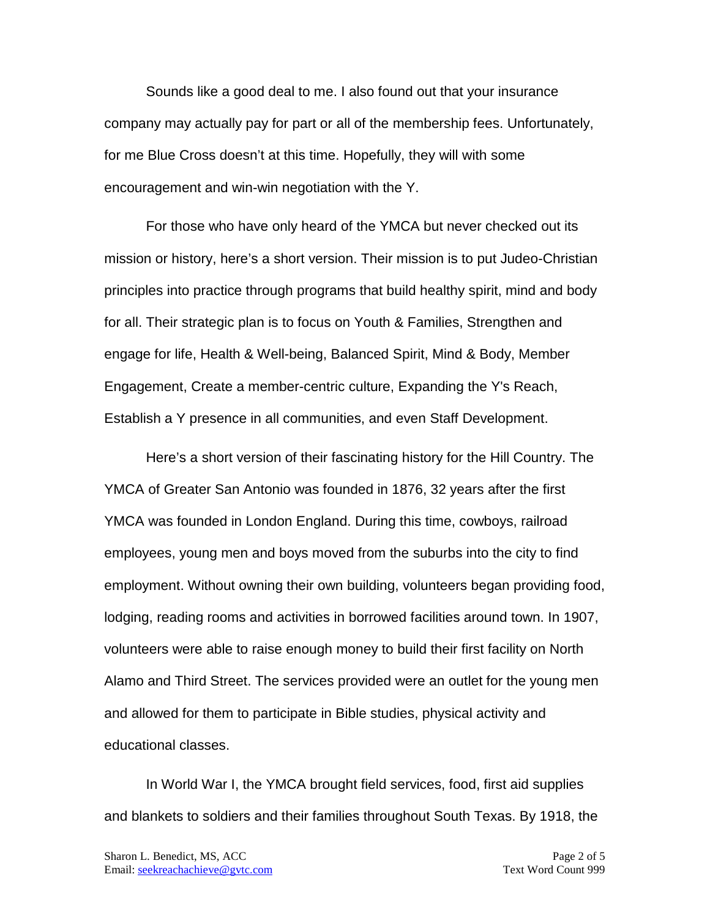Sounds like a good deal to me. I also found out that your insurance company may actually pay for part or all of the membership fees. Unfortunately, for me Blue Cross doesn't at this time. Hopefully, they will with some encouragement and win-win negotiation with the Y.

For those who have only heard of the YMCA but never checked out its mission or history, here's a short version. Their mission is to put Judeo-Christian principles into practice through programs that build healthy spirit, mind and body for all. Their strategic plan is to focus on Youth & Families, Strengthen and engage for life, Health & Well-being, Balanced Spirit, Mind & Body, Member Engagement, Create a member-centric culture, Expanding the Y's Reach, Establish a Y presence in all communities, and even Staff Development.

Here's a short version of their fascinating history for the Hill Country. The YMCA of Greater San Antonio was founded in 1876, 32 years after the first YMCA was founded in London England. During this time, cowboys, railroad employees, young men and boys moved from the suburbs into the city to find employment. Without owning their own building, volunteers began providing food, lodging, reading rooms and activities in borrowed facilities around town. In 1907, volunteers were able to raise enough money to build their first facility on North Alamo and Third Street. The services provided were an outlet for the young men and allowed for them to participate in Bible studies, physical activity and educational classes.

In World War I, the YMCA brought field services, food, first aid supplies and blankets to soldiers and their families throughout South Texas. By 1918, the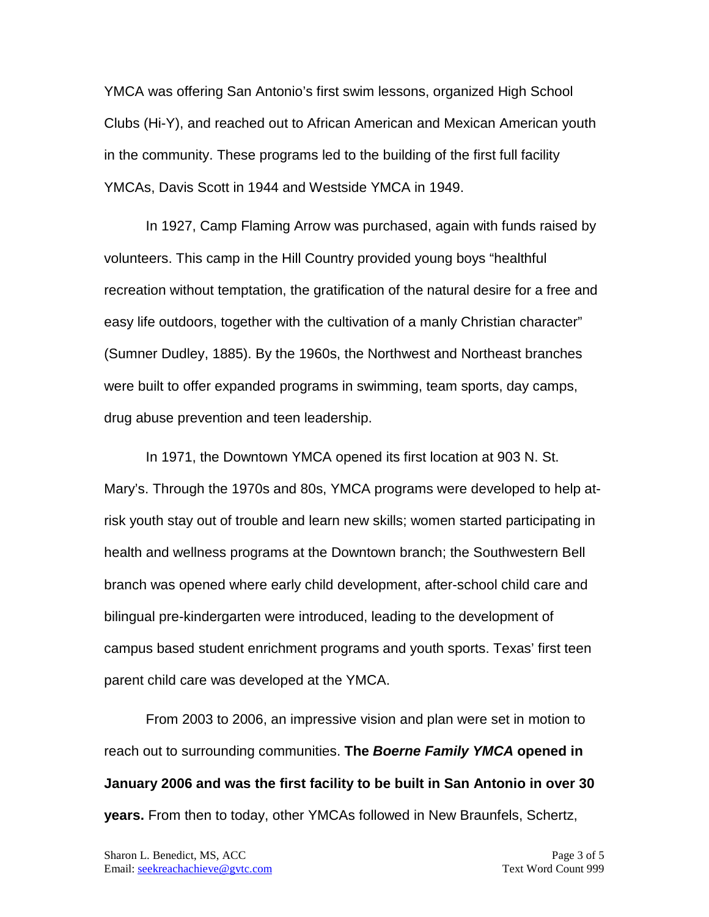YMCA was offering San Antonio's first swim lessons, organized High School Clubs (Hi-Y), and reached out to African American and Mexican American youth in the community. These programs led to the building of the first full facility YMCAs, Davis Scott in 1944 and Westside YMCA in 1949.

In 1927, Camp Flaming Arrow was purchased, again with funds raised by volunteers. This camp in the Hill Country provided young boys "healthful recreation without temptation, the gratification of the natural desire for a free and easy life outdoors, together with the cultivation of a manly Christian character" (Sumner Dudley, 1885). By the 1960s, the Northwest and Northeast branches were built to offer expanded programs in swimming, team sports, day camps, drug abuse prevention and teen leadership.

In 1971, the Downtown YMCA opened its first location at 903 N. St. Mary's. Through the 1970s and 80s, YMCA programs were developed to help at-risk youth stay out of trouble and learn new skills; women started participating in health and wellness programs at the Downtown branch; the Southwestern Bell branch was opened where early child development, after-school child care and bilingual pre-kindergarten were introduced, leading to the development of campus based student enrichment programs and youth sports. Texas' first teen parent child care was developed at the YMCA.

From 2003 to 2006, an impressive vision and plan were set in motion to reach out to surrounding communities. **The *Boerne Family YMCA* opened in January 2006 and was the first facility to be built in San Antonio in over 30 years.** From then to today, other YMCAs followed in New Braunfels, Schertz,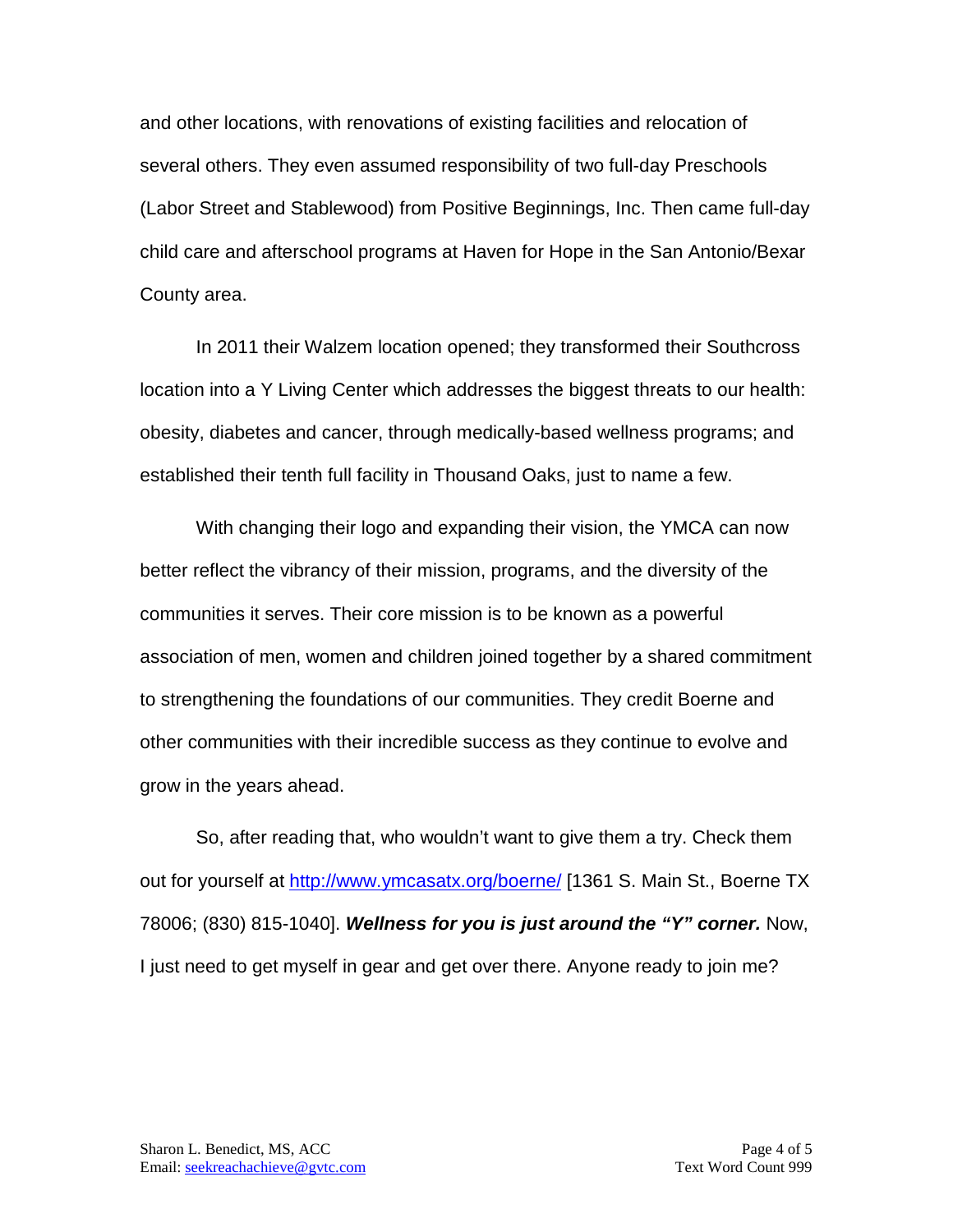and other locations, with renovations of existing facilities and relocation of several others. They even assumed responsibility of two full-day Preschools (Labor Street and Stablewood) from Positive Beginnings, Inc. Then came full-day child care and afterschool programs at Haven for Hope in the San Antonio/Bexar County area.

In 2011 their Walzem location opened; they transformed their Southcross location into a Y Living Center which addresses the biggest threats to our health: obesity, diabetes and cancer, through medically-based wellness programs; and established their tenth full facility in Thousand Oaks, just to name a few.

With changing their logo and expanding their vision, the YMCA can now better reflect the vibrancy of their mission, programs, and the diversity of the communities it serves. Their core mission is to be known as a powerful association of men, women and children joined together by a shared commitment to strengthening the foundations of our communities. They credit Boerne and other communities with their incredible success as they continue to evolve and grow in the years ahead.

So, after reading that, who wouldn't want to give them a try. Check them out for yourself at http://www.ymcasatx.org/boerne/ [1361 S. Main St., Boerne TX 78006; (830) 815-1040]. ***Wellness for you is just around the "Y" corner.*** Now, I just need to get myself in gear and get over there. Anyone ready to join me?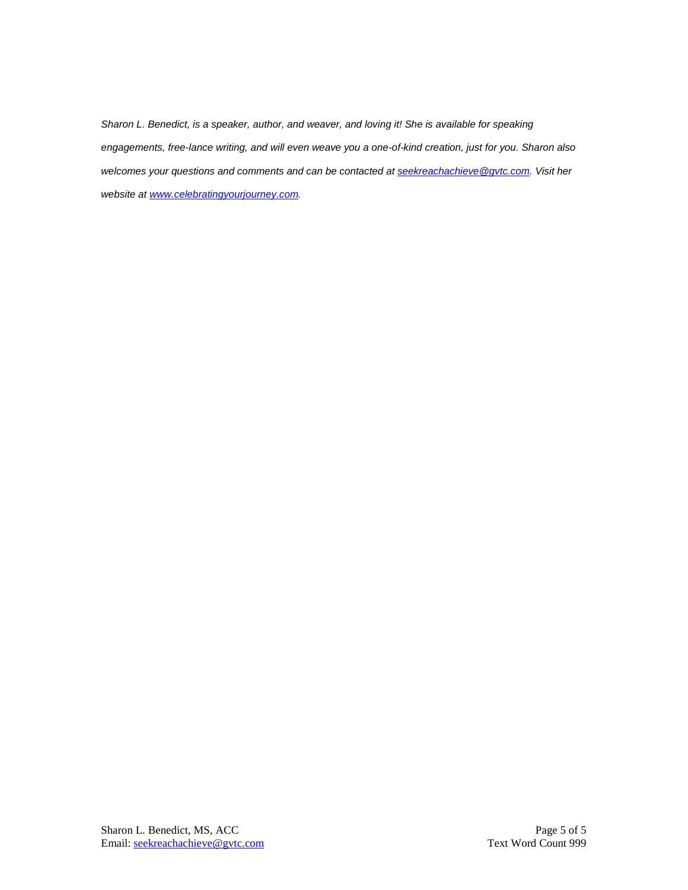*Sharon L. Benedict, is a speaker, author, and weaver, and loving it! She is available for speaking engagements, free-lance writing, and will even weave you a one-of-kind creation, just for you. Sharon also welcomes your questions and comments and can be contacted at [seekreachachieve@gvtc.com](mailto:seekreachachieve@gvtc.com). Visit her website at [www.celebratingyourjourney.com](http://www.celebratingyourjourney.com).*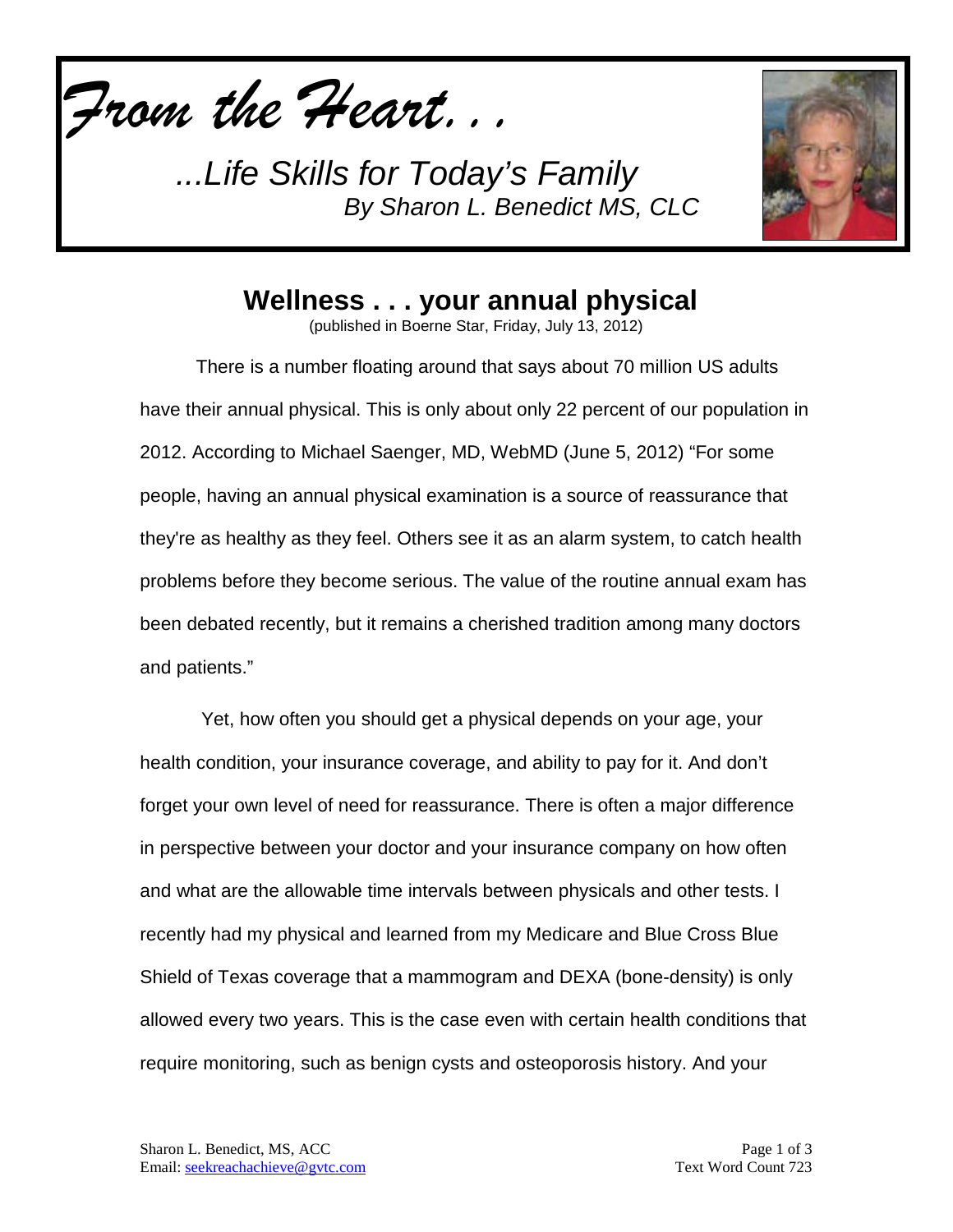*From the Heart. . .*

*...Life Skills for Today's Family*
*By Sharon L. Benedict MS, CLC*

# Wellness . . . your annual physical

(published in Boerne Star, Friday, July 13, 2012)

There is a number floating around that says about 70 million US adults have their annual physical. This is only about only 22 percent of our population in 2012. According to Michael Saenger, MD, WebMD (June 5, 2012) "For some people, having an annual physical examination is a source of reassurance that they're as healthy as they feel. Others see it as an alarm system, to catch health problems before they become serious. The value of the routine annual exam has been debated recently, but it remains a cherished tradition among many doctors and patients."

Yet, how often you should get a physical depends on your age, your health condition, your insurance coverage, and ability to pay for it. And don't forget your own level of need for reassurance. There is often a major difference in perspective between your doctor and your insurance company on how often and what are the allowable time intervals between physicals and other tests. I recently had my physical and learned from my Medicare and Blue Cross Blue Shield of Texas coverage that a mammogram and DEXA (bone-density) is only allowed every two years. This is the case even with certain health conditions that require monitoring, such as benign cysts and osteoporosis history. And your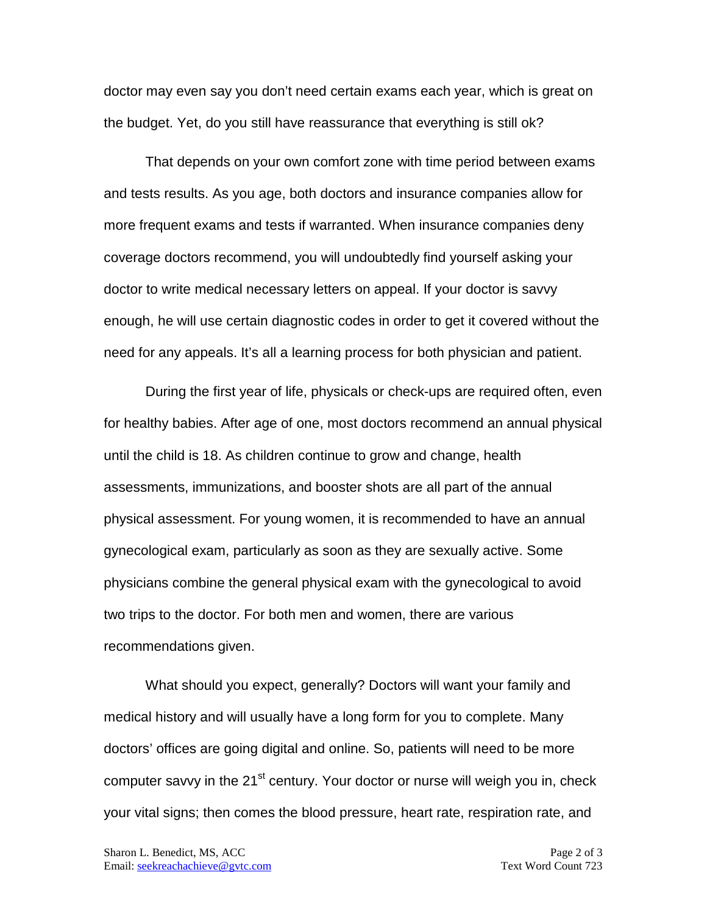doctor may even say you don't need certain exams each year, which is great on the budget. Yet, do you still have reassurance that everything is still ok?

That depends on your own comfort zone with time period between exams and tests results. As you age, both doctors and insurance companies allow for more frequent exams and tests if warranted. When insurance companies deny coverage doctors recommend, you will undoubtedly find yourself asking your doctor to write medical necessary letters on appeal. If your doctor is savvy enough, he will use certain diagnostic codes in order to get it covered without the need for any appeals. It's all a learning process for both physician and patient.

During the first year of life, physicals or check-ups are required often, even for healthy babies. After age of one, most doctors recommend an annual physical until the child is 18. As children continue to grow and change, health assessments, immunizations, and booster shots are all part of the annual physical assessment. For young women, it is recommended to have an annual gynecological exam, particularly as soon as they are sexually active. Some physicians combine the general physical exam with the gynecological to avoid two trips to the doctor. For both men and women, there are various recommendations given.

What should you expect, generally? Doctors will want your family and medical history and will usually have a long form for you to complete. Many doctors' offices are going digital and online. So, patients will need to be more computer savvy in the 21st century. Your doctor or nurse will weigh you in, check your vital signs; then comes the blood pressure, heart rate, respiration rate, and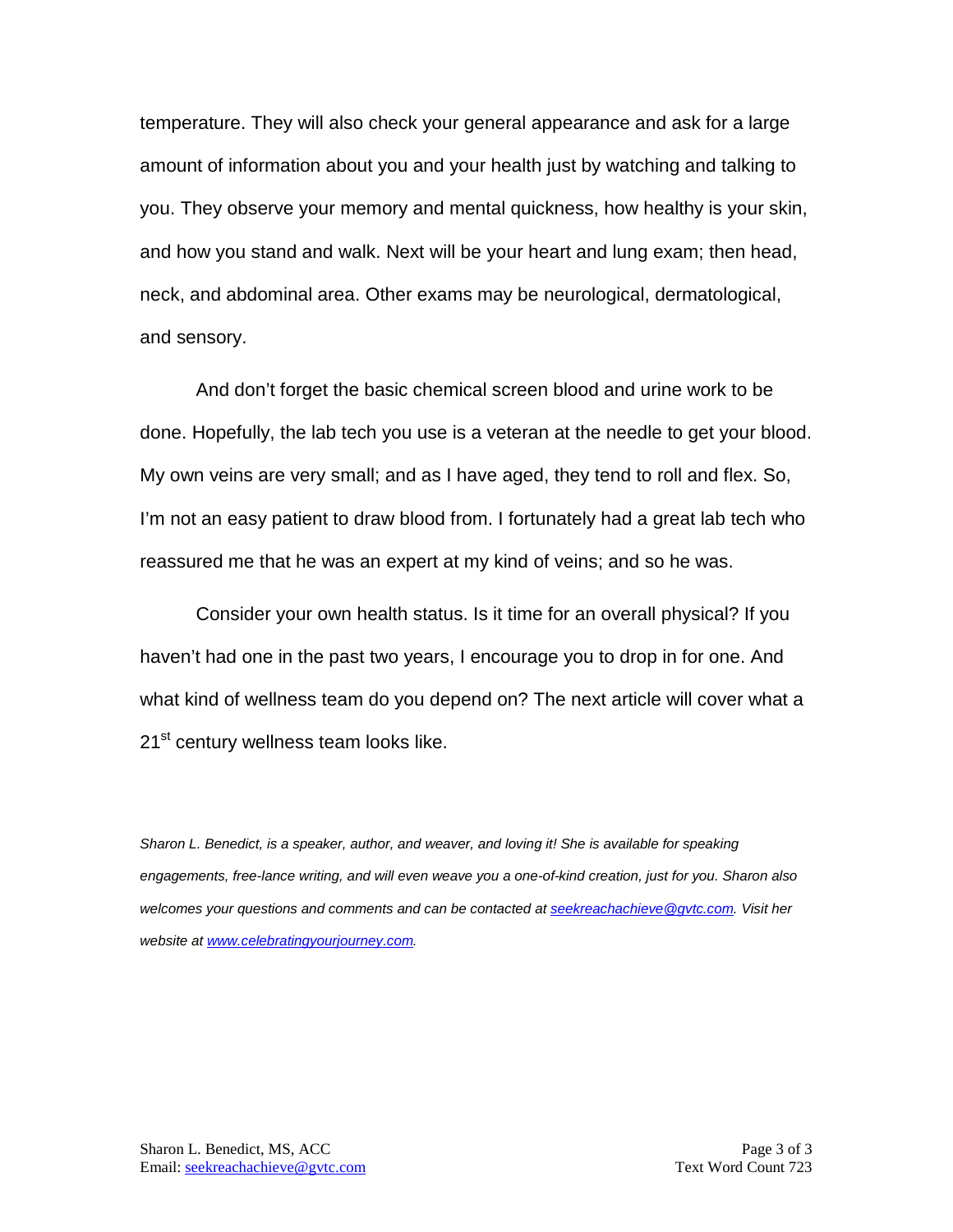temperature. They will also check your general appearance and ask for a large amount of information about you and your health just by watching and talking to you. They observe your memory and mental quickness, how healthy is your skin, and how you stand and walk. Next will be your heart and lung exam; then head, neck, and abdominal area. Other exams may be neurological, dermatological, and sensory.

And don't forget the basic chemical screen blood and urine work to be done. Hopefully, the lab tech you use is a veteran at the needle to get your blood. My own veins are very small; and as I have aged, they tend to roll and flex. So, I'm not an easy patient to draw blood from. I fortunately had a great lab tech who reassured me that he was an expert at my kind of veins; and so he was.

Consider your own health status. Is it time for an overall physical? If you haven't had one in the past two years, I encourage you to drop in for one. And what kind of wellness team do you depend on? The next article will cover what a 21st century wellness team looks like.

*Sharon L. Benedict, is a speaker, author, and weaver, and loving it! She is available for speaking engagements, free-lance writing, and will even weave you a one-of-kind creation, just for you. Sharon also welcomes your questions and comments and can be contacted at [seekreachachieve@gvtc.com](mailto:seekreachachieve@gvtc.com). Visit her website at [www.celebratingyourjourney.com](http://www.celebratingyourjourney.com).*

Sharon L. Benedict, MS, ACC
Email: [seekreachachieve@gvtc.com](mailto:seekreachachieve@gvtc.com)

Text Word Count 723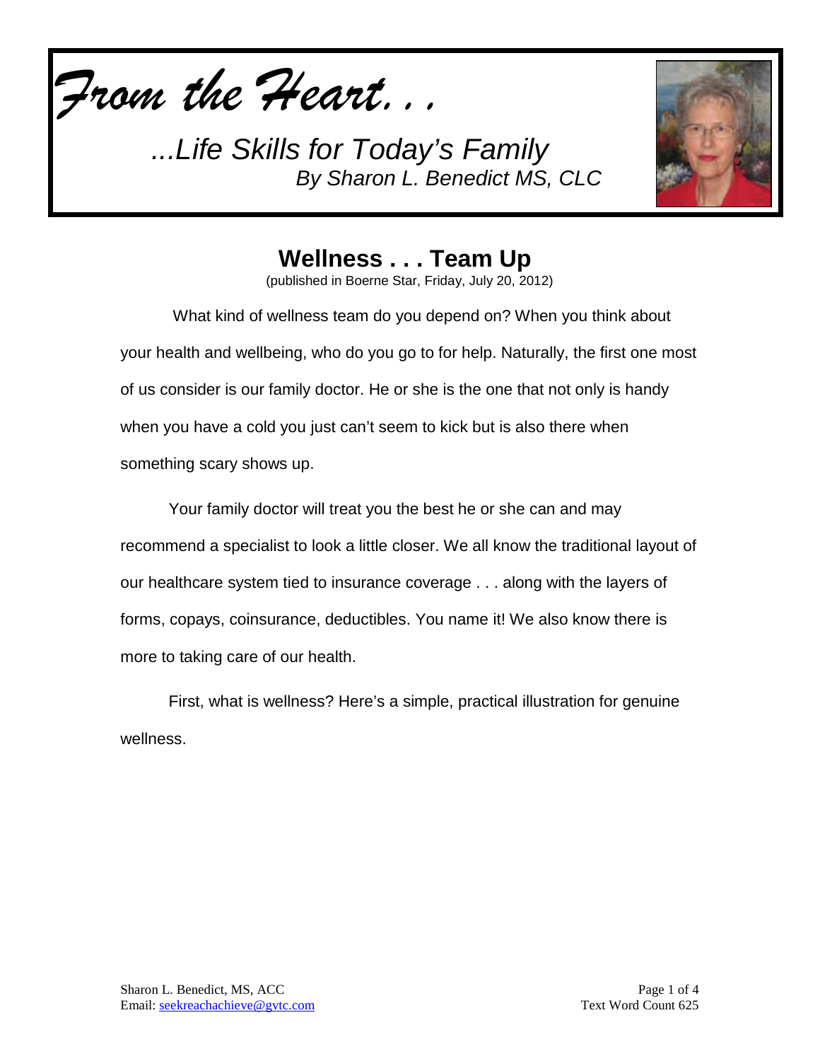*From the Heart. . .*

*...Life Skills for Today's Family*
*By Sharon L. Benedict MS, CLC*

# Wellness . . . Team Up

(published in Boerne Star, Friday, July 20, 2012)

What kind of wellness team do you depend on? When you think about your health and wellbeing, who do you go to for help. Naturally, the first one most of us consider is our family doctor. He or she is the one that not only is handy when you have a cold you just can't seem to kick but is also there when something scary shows up.

Your family doctor will treat you the best he or she can and may recommend a specialist to look a little closer. We all know the traditional layout of our healthcare system tied to insurance coverage . . . along with the layers of forms, copays, coinsurance, deductibles. You name it! We also know there is more to taking care of our health.

First, what is wellness? Here's a simple, practical illustration for genuine wellness.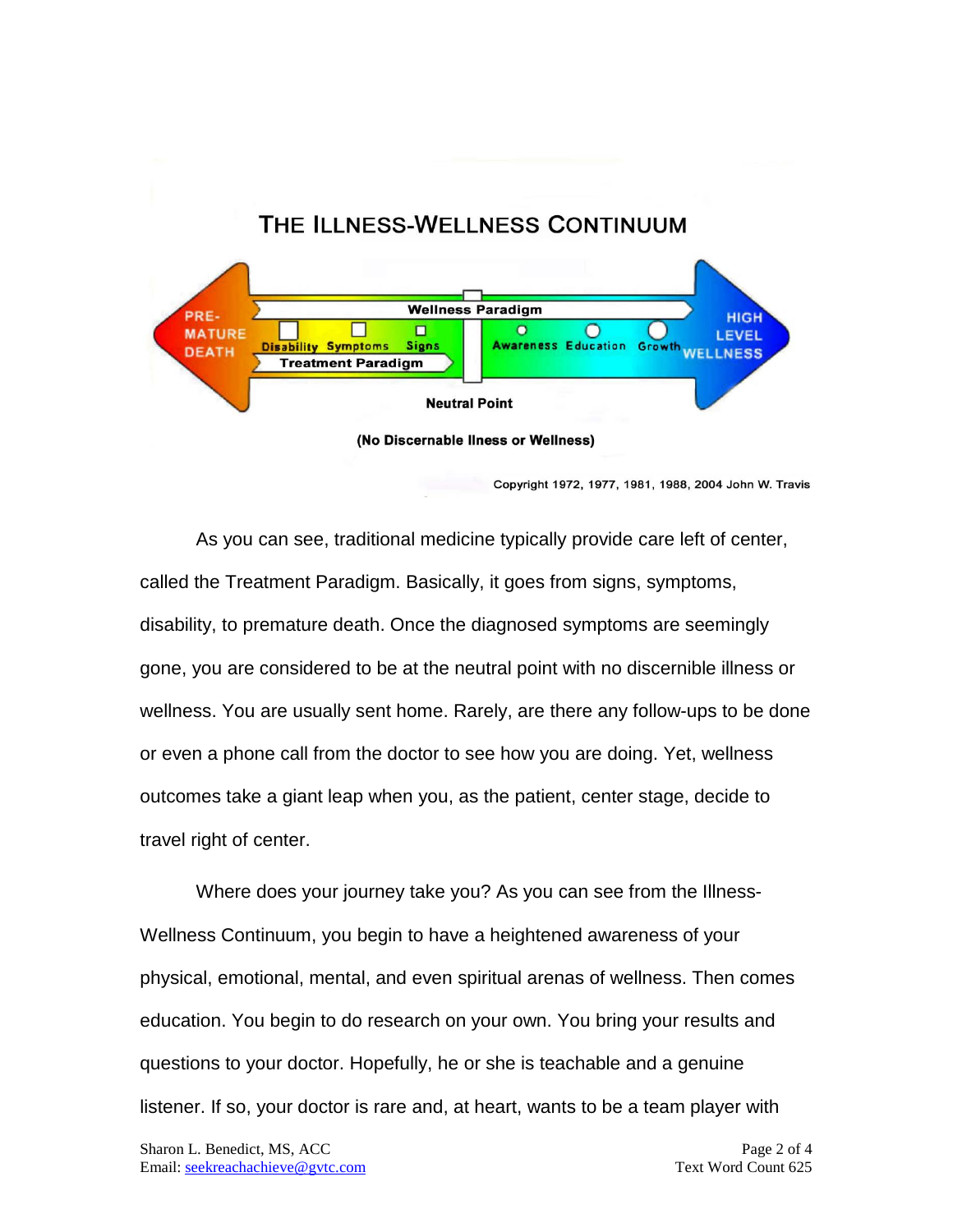## THE ILLNESS-WELLNESS CONTINUUM

PRE-MATURE DEATH — Disability — Symptoms — Signs — Treatment Paradigm — Wellness Paradigm — Awareness — Education — Growth — HIGH LEVEL WELLNESS

Neutral Point

(No Discernable Ilness or Wellness)

Copyright 1972, 1977, 1981, 1988, 2004 John W. Travis

As you can see, traditional medicine typically provide care left of center, called the Treatment Paradigm. Basically, it goes from signs, symptoms, disability, to premature death. Once the diagnosed symptoms are seemingly gone, you are considered to be at the neutral point with no discernible illness or wellness. You are usually sent home. Rarely, are there any follow-ups to be done or even a phone call from the doctor to see how you are doing. Yet, wellness outcomes take a giant leap when you, as the patient, center stage, decide to travel right of center.

Where does your journey take you? As you can see from the Illness-Wellness Continuum, you begin to have a heightened awareness of your physical, emotional, mental, and even spiritual arenas of wellness. Then comes education. You begin to do research on your own. You bring your results and questions to your doctor. Hopefully, he or she is teachable and a genuine listener. If so, your doctor is rare and, at heart, wants to be a team player with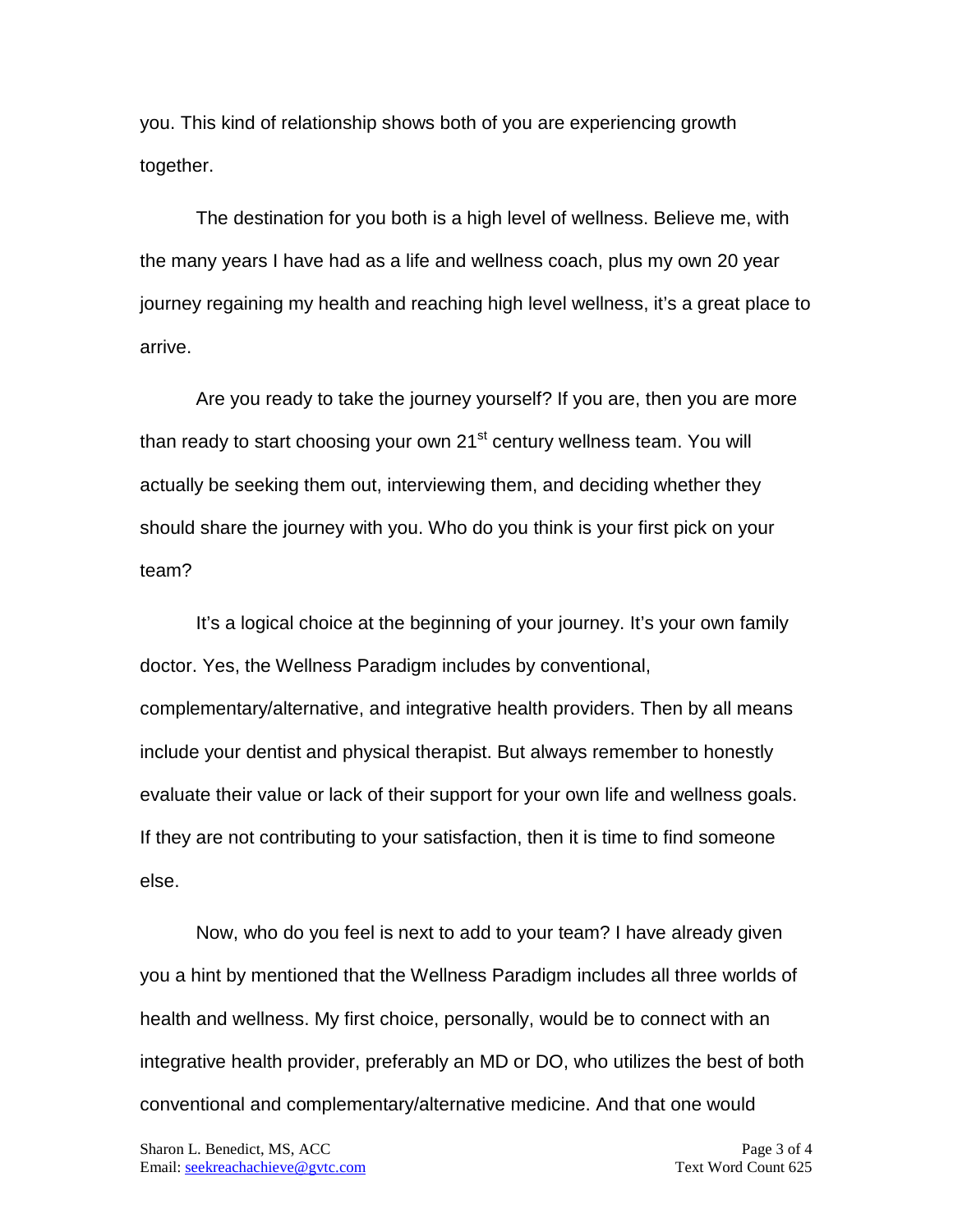you. This kind of relationship shows both of you are experiencing growth together.

The destination for you both is a high level of wellness. Believe me, with the many years I have had as a life and wellness coach, plus my own 20 year journey regaining my health and reaching high level wellness, it's a great place to arrive.

Are you ready to take the journey yourself? If you are, then you are more than ready to start choosing your own 21st century wellness team. You will actually be seeking them out, interviewing them, and deciding whether they should share the journey with you. Who do you think is your first pick on your team?

It's a logical choice at the beginning of your journey. It's your own family doctor. Yes, the Wellness Paradigm includes by conventional, complementary/alternative, and integrative health providers. Then by all means include your dentist and physical therapist. But always remember to honestly evaluate their value or lack of their support for your own life and wellness goals. If they are not contributing to your satisfaction, then it is time to find someone else.

Now, who do you feel is next to add to your team? I have already given you a hint by mentioned that the Wellness Paradigm includes all three worlds of health and wellness. My first choice, personally, would be to connect with an integrative health provider, preferably an MD or DO, who utilizes the best of both conventional and complementary/alternative medicine. And that one would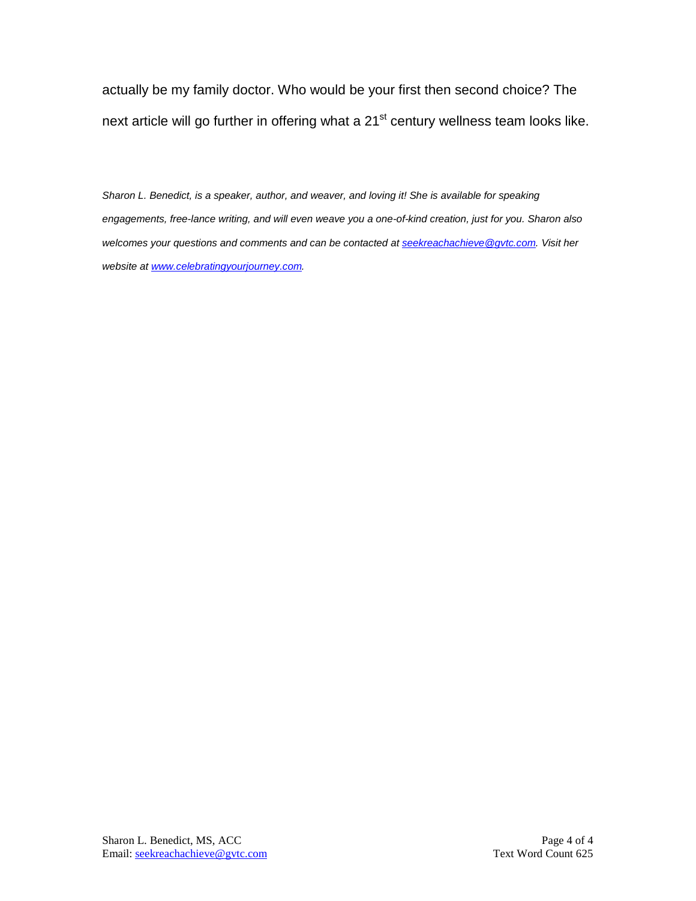actually be my family doctor. Who would be your first then second choice? The next article will go further in offering what a 21st century wellness team looks like.

*Sharon L. Benedict, is a speaker, author, and weaver, and loving it! She is available for speaking engagements, free-lance writing, and will even weave you a one-of-kind creation, just for you. Sharon also welcomes your questions and comments and can be contacted at [seekreachachieve@gvtc.com](mailto:seekreachachieve@gvtc.com). Visit her website at [www.celebratingyourjourney.com](http://www.celebratingyourjourney.com).*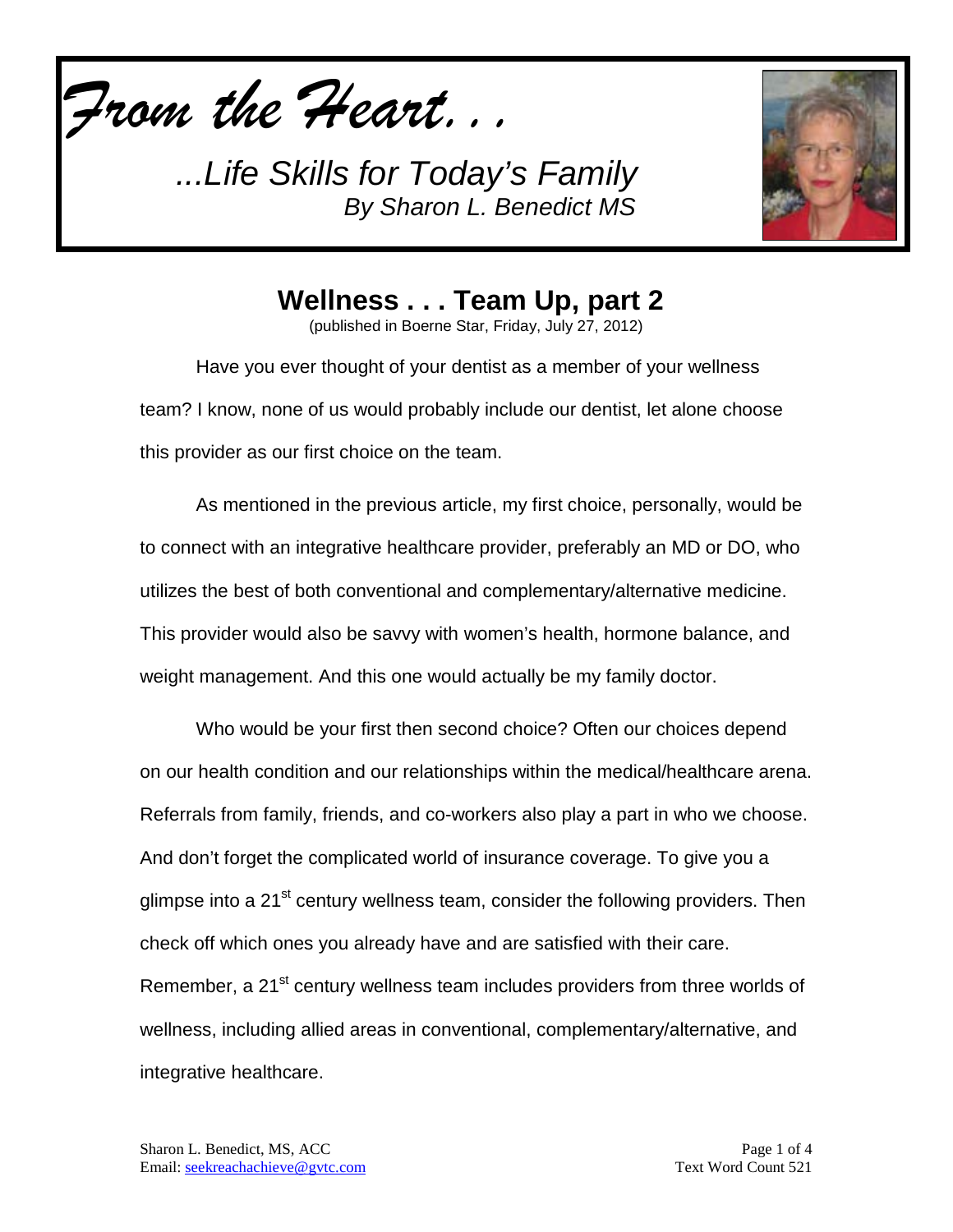*From the Heart. . .*

*...Life Skills for Today's Family*
*By Sharon L. Benedict MS*

## Wellness . . . Team Up, part 2

(published in Boerne Star, Friday, July 27, 2012)

Have you ever thought of your dentist as a member of your wellness team? I know, none of us would probably include our dentist, let alone choose this provider as our first choice on the team.

As mentioned in the previous article, my first choice, personally, would be to connect with an integrative healthcare provider, preferably an MD or DO, who utilizes the best of both conventional and complementary/alternative medicine. This provider would also be savvy with women's health, hormone balance, and weight management. And this one would actually be my family doctor.

Who would be your first then second choice? Often our choices depend on our health condition and our relationships within the medical/healthcare arena. Referrals from family, friends, and co-workers also play a part in who we choose. And don't forget the complicated world of insurance coverage. To give you a glimpse into a 21st century wellness team, consider the following providers. Then check off which ones you already have and are satisfied with their care. Remember, a 21st century wellness team includes providers from three worlds of wellness, including allied areas in conventional, complementary/alternative, and integrative healthcare.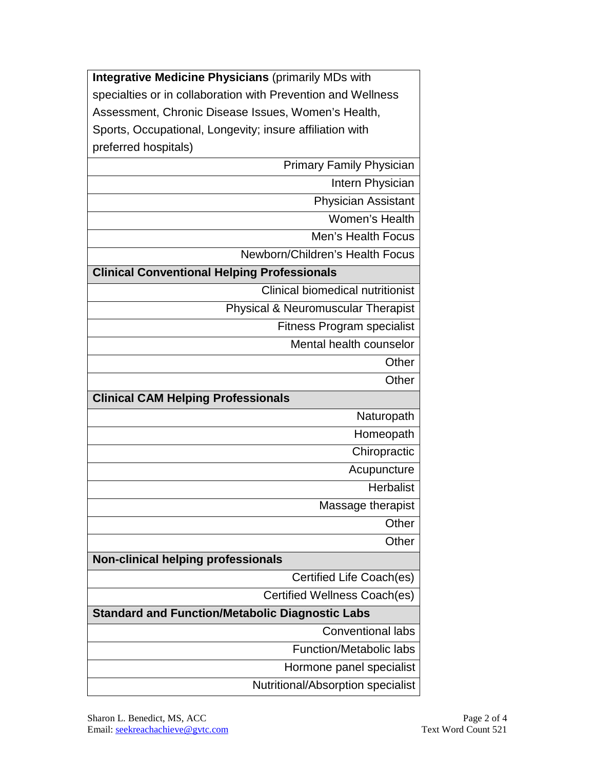| **Integrative Medicine Physicians** (primarily MDs with specialties or in collaboration with Prevention and Wellness Assessment, Chronic Disease Issues, Women's Health, Sports, Occupational, Longevity; insure affiliation with preferred hospitals) |
|---:|
| Primary Family Physician |
| Intern Physician |
| Physician Assistant |
| Women's Health |
| Men's Health Focus |
| Newborn/Children's Health Focus |
| **Clinical Conventional Helping Professionals** |
| Clinical biomedical nutritionist |
| Physical & Neuromuscular Therapist |
| Fitness Program specialist |
| Mental health counselor |
| Other |
| Other |
| **Clinical CAM Helping Professionals** |
| Naturopath |
| Homeopath |
| Chiropractic |
| Acupuncture |
| Herbalist |
| Massage therapist |
| Other |
| Other |
| **Non-clinical helping professionals** |
| Certified Life Coach(es) |
| Certified Wellness Coach(es) |
| **Standard and Function/Metabolic Diagnostic Labs** |
| Conventional labs |
| Function/Metabolic labs |
| Hormone panel specialist |
| Nutritional/Absorption specialist |

Sharon L. Benedict, MS, ACC
Email: seekreachachieve@gvtc.com

Text Word Count 521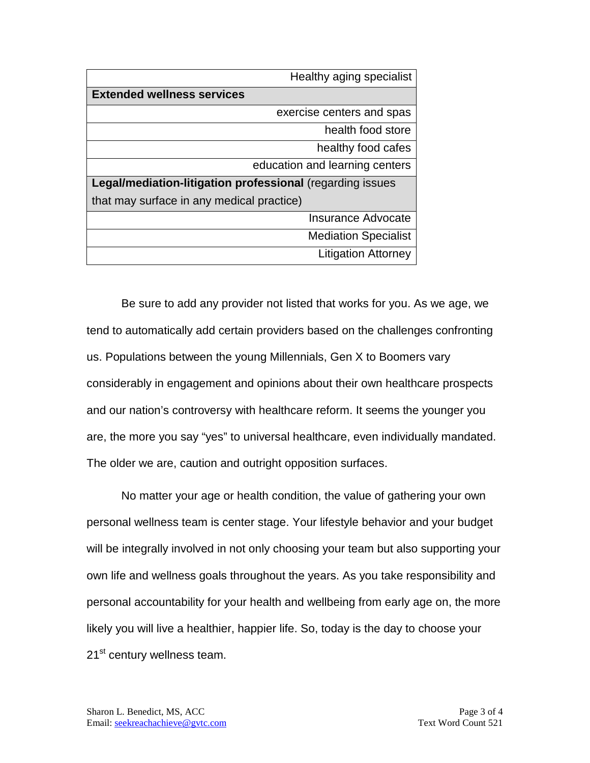| |
|---|
| Healthy aging specialist |
| **Extended wellness services** |
| exercise centers and spas |
| health food store |
| healthy food cafes |
| education and learning centers |
| **Legal/mediation-litigation professional** (regarding issues that may surface in any medical practice) |
| Insurance Advocate |
| Mediation Specialist |
| Litigation Attorney |

Be sure to add any provider not listed that works for you. As we age, we tend to automatically add certain providers based on the challenges confronting us. Populations between the young Millennials, Gen X to Boomers vary considerably in engagement and opinions about their own healthcare prospects and our nation's controversy with healthcare reform. It seems the younger you are, the more you say "yes" to universal healthcare, even individually mandated. The older we are, caution and outright opposition surfaces.

No matter your age or health condition, the value of gathering your own personal wellness team is center stage. Your lifestyle behavior and your budget will be integrally involved in not only choosing your team but also supporting your own life and wellness goals throughout the years. As you take responsibility and personal accountability for your health and wellbeing from early age on, the more likely you will live a healthier, happier life. So, today is the day to choose your 21st century wellness team.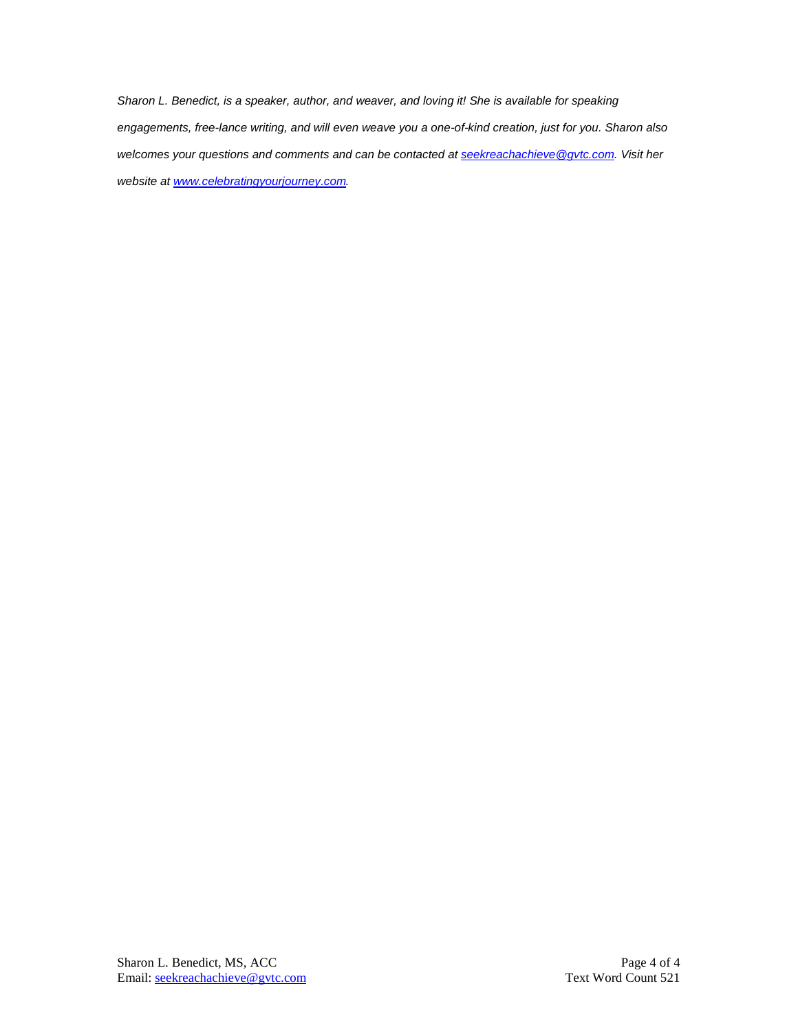*Sharon L. Benedict, is a speaker, author, and weaver, and loving it! She is available for speaking engagements, free-lance writing, and will even weave you a one-of-kind creation, just for you. Sharon also welcomes your questions and comments and can be contacted at [seekreachachieve@gvtc.com](mailto:seekreachachieve@gvtc.com). Visit her website at [www.celebratingyourjourney.com](http://www.celebratingyourjourney.com).*